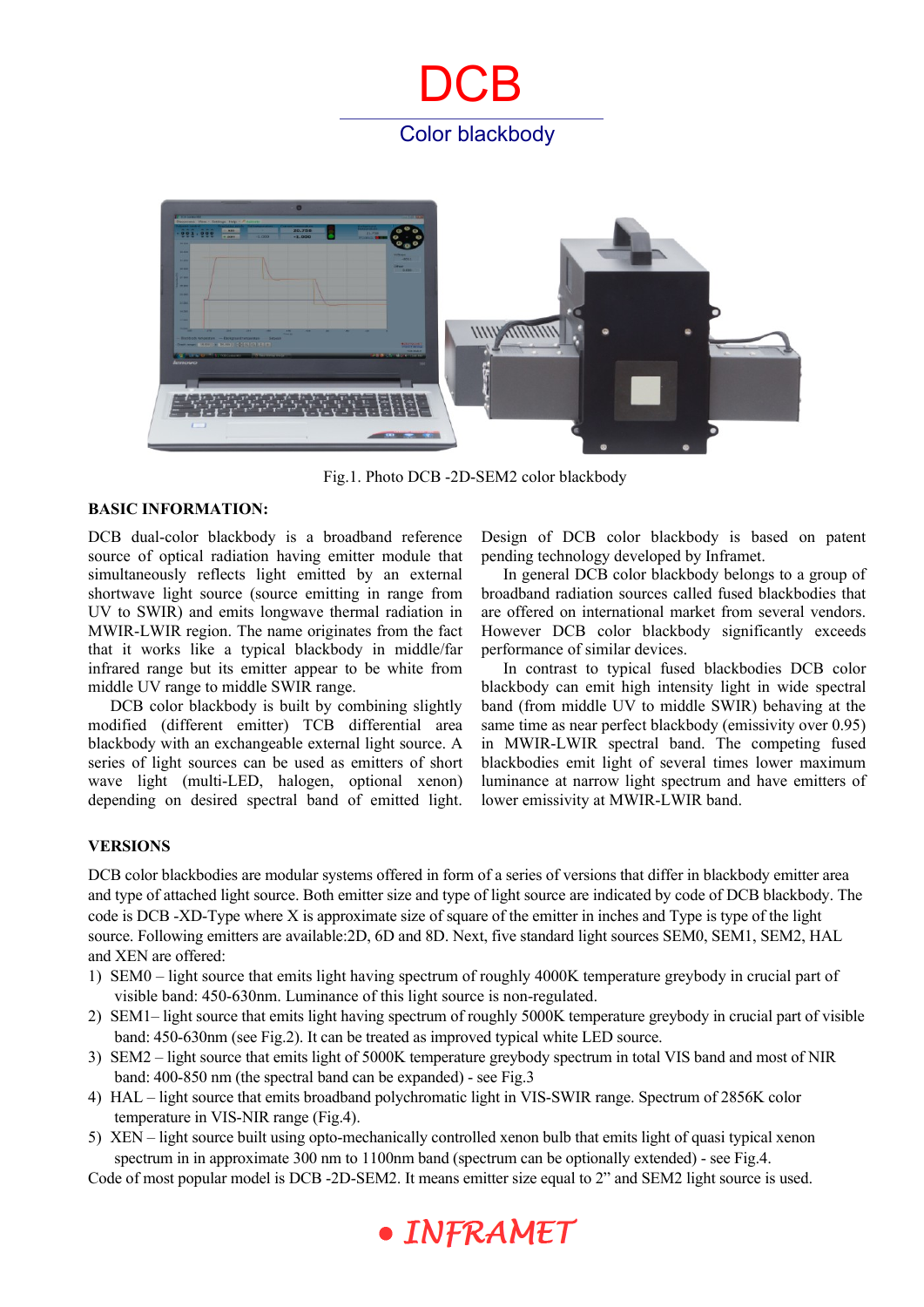# DCB

## Color blackbody

Fig.1. Photo DCB -2D-SEM2 color blackbody

### BASIC INFORMATION:

DCB dual-color blackbody is a broadband reference source of optical radiation having emitter module that simultaneously reflects light emitted by an external shortwave light source (source emitting in range from UV to SWIR) and emits longwave thermal radiation in MWIR-LWIR region. The name originates from the fact that it works like a typical blackbody in middle/far infrared range but its emitter appear to be white from middle UV range to middle SWIR range.

DCB color blackbody is built by combining slightly modified (different emitter) TCB differential area blackbody with an exchangeable external light source. A series of light sources can be used as emitters of short wave light (multi-LED, halogen, optional xenon) depending on desired spectral band of emitted light. Design of DCB color blackbody is based on patent pending technology developed by Inframet.

In general DCB color blackbody belongs to a group of broadband radiation sources called fused blackbodies that are offered on international market from several vendors. However DCB color blackbody significantly exceeds performance of similar devices.

In contrast to typical fused blackbodies DCB color blackbody can emit high intensity light in wide spectral band (from middle UV to middle SWIR) behaving at the same time as near perfect blackbody (emissivity over 0.95) in MWIR-LWIR spectral band. The competing fused blackbodies emit light of several times lower maximum luminance at narrow light spectrum and have emitters of lower emissivity at MWIR-LWIR band.

### VERSIONS

DCB color blackbodies are modular systems offered in form of a series of versions that differ in blackbody emitter area and type of attached light source. Both emitter size and type of light source are indicated by code of DCB blackbody. The code is DCB -XD-Type where X is approximate size of square of the emitter in inches and Type is type of the light source. Following emitters are available:2D, 6D and 8D. Next, five standard light sources SEM0, SEM1, SEM2, HAL and XEN are offered:

1) SEM0 – light source that emits light having spectrum of roughly 4000K temperature greybody in crucial part of visible band: 450-630nm. Luminance of this light source is non-regulated.
2) SEM1– light source that emits light having spectrum of roughly 5000K temperature greybody in crucial part of visible band: 450-630nm (see Fig.2). It can be treated as improved typical white LED source.
3) SEM2 – light source that emits light of 5000K temperature greybody spectrum in total VIS band and most of NIR band: 400-850 nm (the spectral band can be expanded) - see Fig.3
4) HAL – light source that emits broadband polychromatic light in VIS-SWIR range. Spectrum of 2856K color temperature in VIS-NIR range (Fig.4).
5) XEN – light source built using opto-mechanically controlled xenon bulb that emits light of quasi typical xenon spectrum in in approximate 300 nm to 1100nm band (spectrum can be optionally extended) - see Fig.4.

Code of most popular model is DCB -2D-SEM2. It means emitter size equal to 2" and SEM2 light source is used.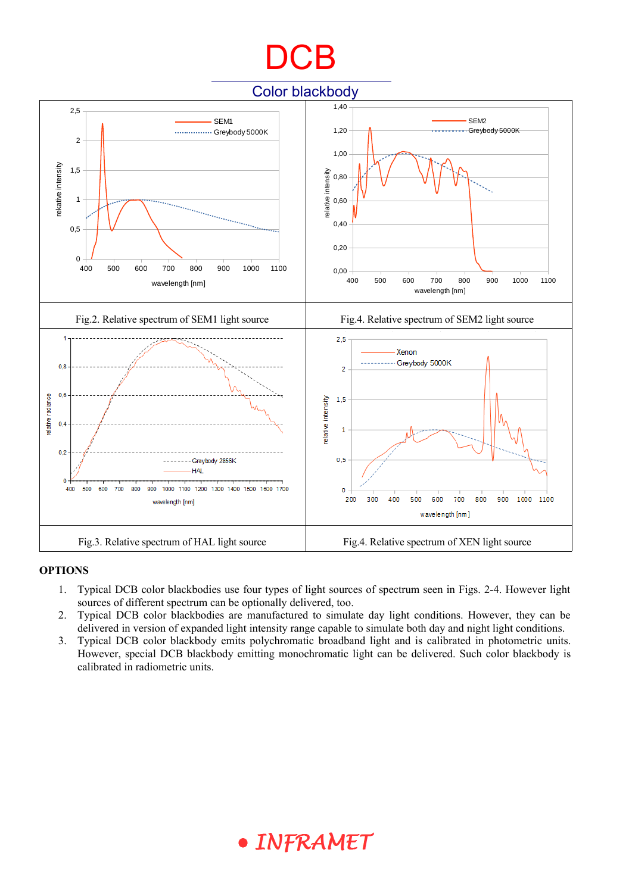# DCB

## Color blackbody

Fig.2. Relative spectrum of SEM1 light source

Fig.4. Relative spectrum of SEM2 light source

Fig.3. Relative spectrum of HAL light source

Fig.4. Relative spectrum of XEN light source

**OPTIONS**

1. Typical DCB color blackbodies use four types of light sources of spectrum seen in Figs. 2-4. However light sources of different spectrum can be optionally delivered, too.
2. Typical DCB color blackbodies are manufactured to simulate day light conditions. However, they can be delivered in version of expanded light intensity range capable to simulate both day and night light conditions.
3. Typical DCB color blackbody emits polychromatic broadband light and is calibrated in photometric units. However, special DCB blackbody emitting monochromatic light can be delivered. Such color blackbody is calibrated in radiometric units.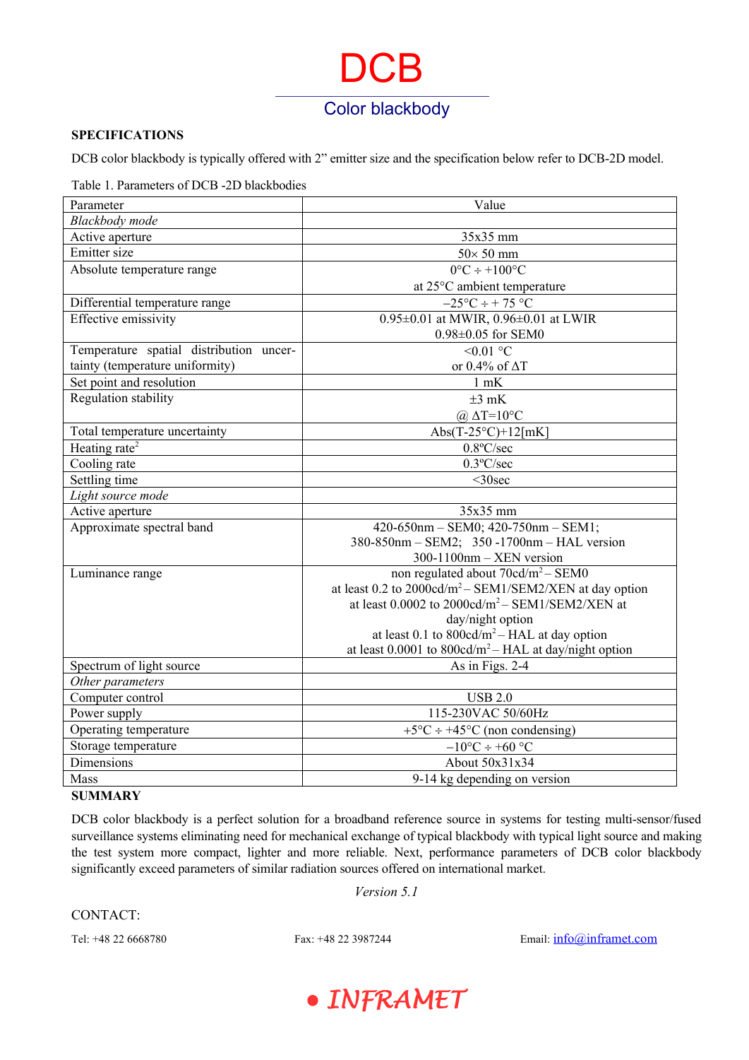# DCB

## Color blackbody

**SPECIFICATIONS**

DCB color blackbody is typically offered with 2" emitter size and the specification below refer to DCB-2D model.

Table 1. Parameters of DCB -2D blackbodies

| Parameter | Value |
|---|---|
| *Blackbody mode* | |
| Active aperture | 35x35 mm |
| Emitter size | 50× 50 mm |
| Absolute temperature range | 0°C ÷ +100°C<br>at 25°C ambient temperature |
| Differential temperature range | −25°C ÷ + 75 °C |
| Effective emissivity | 0.95±0.01 at MWIR, 0.96±0.01 at LWIR<br>0.98±0.05 for SEM0 |
| Temperature spatial distribution uncertainty (temperature uniformity) | <0.01 °C<br>or 0.4% of ΔT |
| Set point and resolution | 1 mK |
| Regulation stability | ±3 mK<br>@ ΔT=10°C |
| Total temperature uncertainty | Abs(T-25°C)+12[mK] |
| Heating rate[2] | 0.8ºC/sec |
| Cooling rate | 0.3ºC/sec |
| Settling time | <30sec |
| *Light source mode* | |
| Active aperture | 35x35 mm |
| Approximate spectral band | 420-650nm – SEM0; 420-750nm – SEM1;<br>380-850nm – SEM2; 350 -1700nm – HAL version<br>300-1100nm – XEN version |
| Luminance range | non regulated about 70cd/m$^2$ – SEM0<br>at least 0.2 to 2000cd/m$^2$ – SEM1/SEM2/XEN at day option<br>at least 0.0002 to 2000cd/m$^2$ – SEM1/SEM2/XEN at day/night option<br>at least 0.1 to 800cd/m$^2$ – HAL at day option<br>at least 0.0001 to 800cd/m$^2$ – HAL at day/night option |
| Spectrum of light source | As in Figs. 2-4 |
| *Other parameters* | |
| Computer control | USB 2.0 |
| Power supply | 115-230VAC 50/60Hz |
| Operating temperature | +5°C ÷ +45°C (non condensing) |
| Storage temperature | −10°C ÷ +60 °C |
| Dimensions | About 50x31x34 |
| Mass | 9-14 kg depending on version |

**SUMMARY**

DCB color blackbody is a perfect solution for a broadband reference source in systems for testing multi-sensor/fused surveillance systems eliminating need for mechanical exchange of typical blackbody with typical light source and making the test system more compact, lighter and more reliable. Next, performance parameters of DCB color blackbody significantly exceed parameters of similar radiation sources offered on international market.

*Version 5.1*

CONTACT:

Tel: +48 22 6668780 Fax: +48 22 3987244 Email: info@inframet.com

INFRAMET